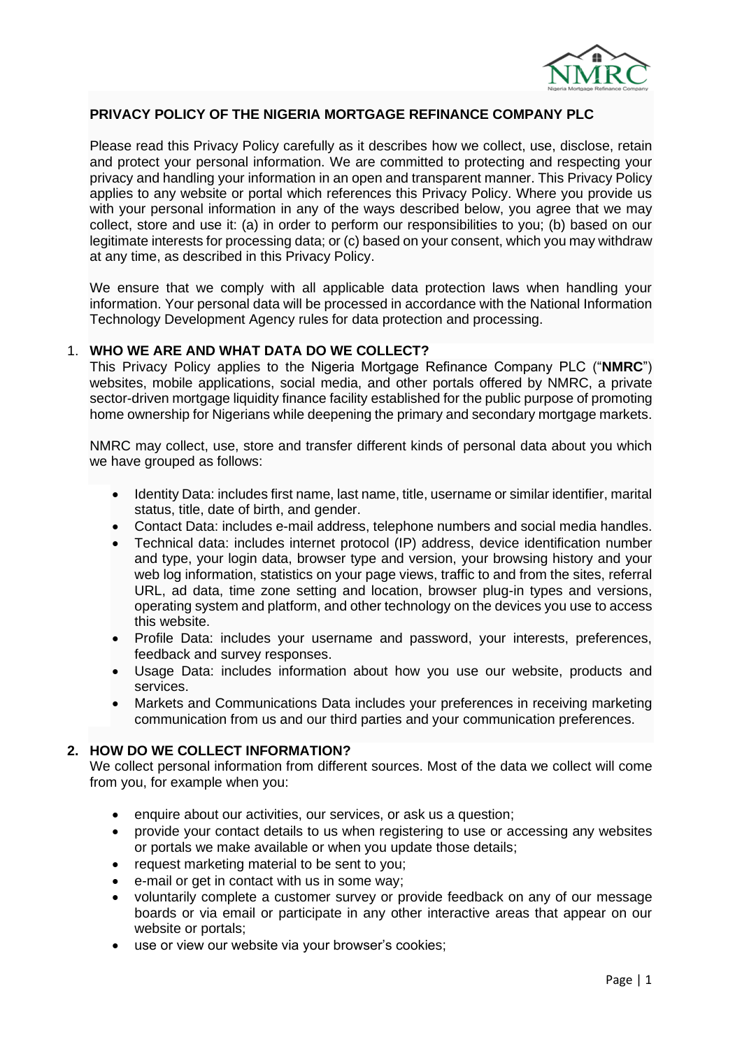# PRIVACY POLICY OF THE NIGERIA MORTGAGE REFINANCE COMPANY PLC

Please read this Privacy Policy carefully as it describes how we collect, use, disclose, retain and protect your personal information. We are committed to protecting and respecting your privacy and handling your information in an open and transparent manner. This Privacy Policy applies to any website or portal which references this Privacy Policy. Where you provide us with your personal information in any of the ways described below, you agree that we may collect, store and use it: (a) in order to perform our responsibilities to you; (b) based on our legitimate interests for processing data; or (c) based on your consent, which you may withdraw at any time, as described in this Privacy Policy.

We ensure that we comply with all applicable data protection laws when handling your information. Your personal data will be processed in accordance with the National Information Technology Development Agency rules for data protection and processing.

## 1. WHO WE ARE AND WHAT DATA DO WE COLLECT?

This Privacy Policy applies to the Nigeria Mortgage Refinance Company PLC ("**NMRC**") websites, mobile applications, social media, and other portals offered by NMRC, a private sector-driven mortgage liquidity finance facility established for the public purpose of promoting home ownership for Nigerians while deepening the primary and secondary mortgage markets.

NMRC may collect, use, store and transfer different kinds of personal data about you which we have grouped as follows:

- Identity Data: includes first name, last name, title, username or similar identifier, marital status, title, date of birth, and gender.
- Contact Data: includes e-mail address, telephone numbers and social media handles.
- Technical data: includes internet protocol (IP) address, device identification number and type, your login data, browser type and version, your browsing history and your web log information, statistics on your page views, traffic to and from the sites, referral URL, ad data, time zone setting and location, browser plug-in types and versions, operating system and platform, and other technology on the devices you use to access this website.
- Profile Data: includes your username and password, your interests, preferences, feedback and survey responses.
- Usage Data: includes information about how you use our website, products and services.
- Markets and Communications Data includes your preferences in receiving marketing communication from us and our third parties and your communication preferences.

## 2. HOW DO WE COLLECT INFORMATION?

We collect personal information from different sources. Most of the data we collect will come from you, for example when you:

- enquire about our activities, our services, or ask us a question;
- provide your contact details to us when registering to use or accessing any websites or portals we make available or when you update those details;
- request marketing material to be sent to you;
- e-mail or get in contact with us in some way;
- voluntarily complete a customer survey or provide feedback on any of our message boards or via email or participate in any other interactive areas that appear on our website or portals;
- use or view our website via your browser's cookies;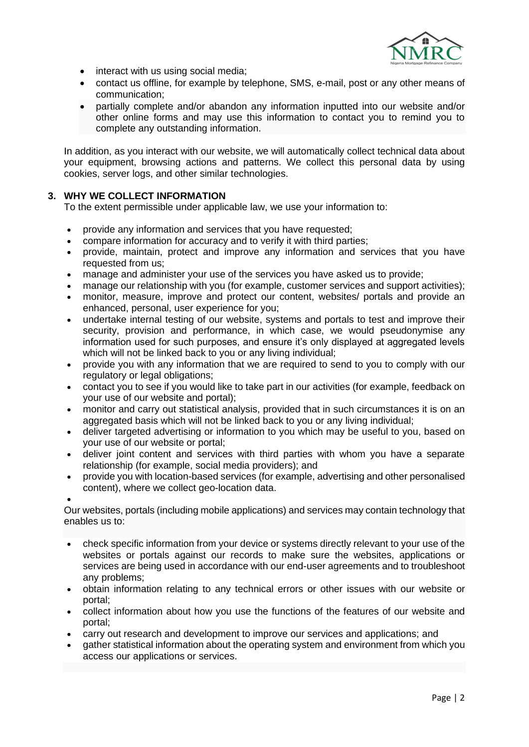- interact with us using social media;
- contact us offline, for example by telephone, SMS, e-mail, post or any other means of communication;
- partially complete and/or abandon any information inputted into our website and/or other online forms and may use this information to contact you to remind you to complete any outstanding information.

In addition, as you interact with our website, we will automatically collect technical data about your equipment, browsing actions and patterns. We collect this personal data by using cookies, server logs, and other similar technologies.

## 3. WHY WE COLLECT INFORMATION

To the extent permissible under applicable law, we use your information to:

- provide any information and services that you have requested;
- compare information for accuracy and to verify it with third parties;
- provide, maintain, protect and improve any information and services that you have requested from us;
- manage and administer your use of the services you have asked us to provide;
- manage our relationship with you (for example, customer services and support activities);
- monitor, measure, improve and protect our content, websites/ portals and provide an enhanced, personal, user experience for you;
- undertake internal testing of our website, systems and portals to test and improve their security, provision and performance, in which case, we would pseudonymise any information used for such purposes, and ensure it's only displayed at aggregated levels which will not be linked back to you or any living individual;
- provide you with any information that we are required to send to you to comply with our regulatory or legal obligations;
- contact you to see if you would like to take part in our activities (for example, feedback on your use of our website and portal);
- monitor and carry out statistical analysis, provided that in such circumstances it is on an aggregated basis which will not be linked back to you or any living individual;
- deliver targeted advertising or information to you which may be useful to you, based on your use of our website or portal;
- deliver joint content and services with third parties with whom you have a separate relationship (for example, social media providers); and
- provide you with location-based services (for example, advertising and other personalised content), where we collect geo-location data.

Our websites, portals (including mobile applications) and services may contain technology that enables us to:

- check specific information from your device or systems directly relevant to your use of the websites or portals against our records to make sure the websites, applications or services are being used in accordance with our end-user agreements and to troubleshoot any problems;
- obtain information relating to any technical errors or other issues with our website or portal;
- collect information about how you use the functions of the features of our website and portal;
- carry out research and development to improve our services and applications; and
- gather statistical information about the operating system and environment from which you access our applications or services.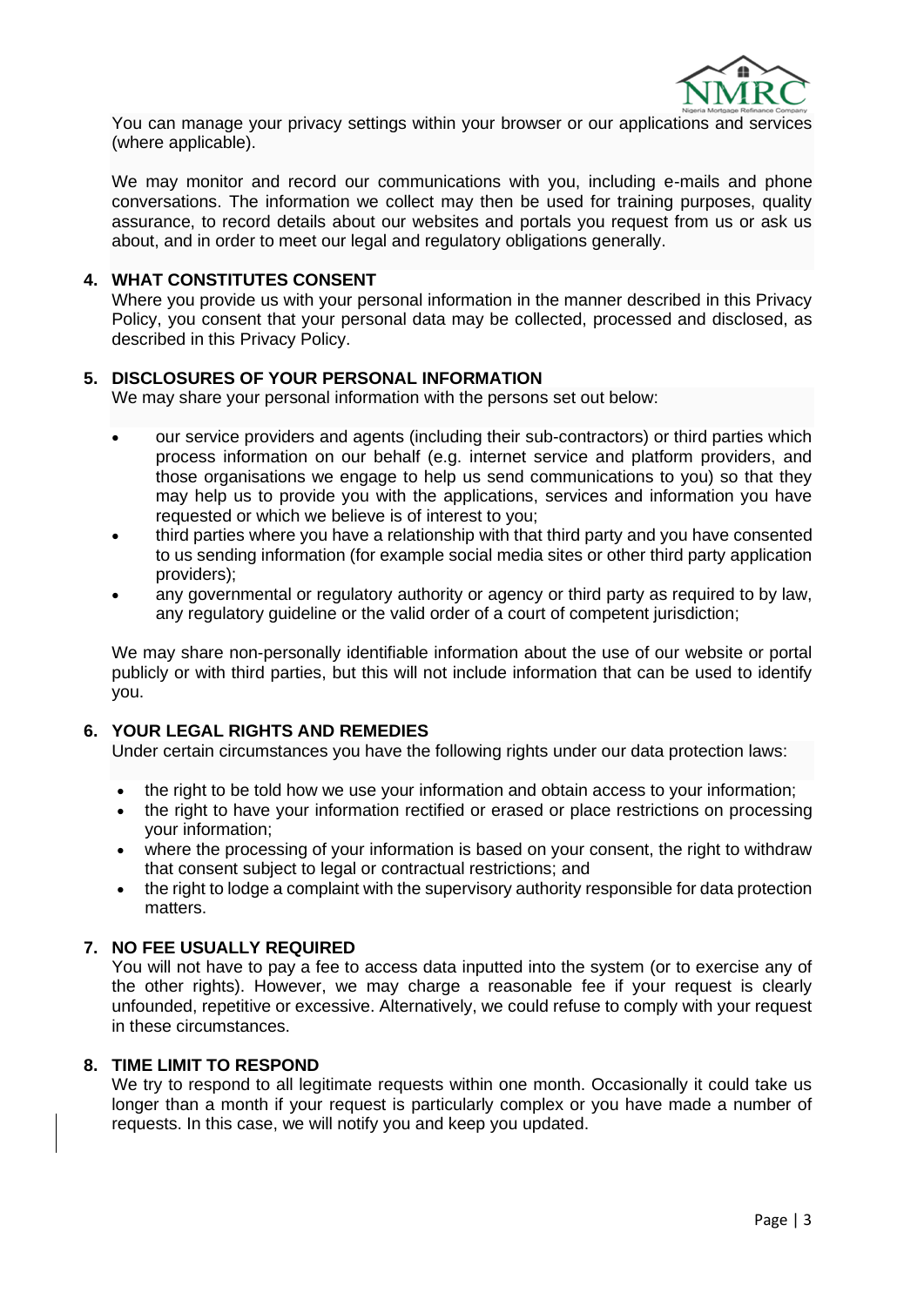You can manage your privacy settings within your browser or our applications and services (where applicable).

We may monitor and record our communications with you, including e-mails and phone conversations. The information we collect may then be used for training purposes, quality assurance, to record details about our websites and portals you request from us or ask us about, and in order to meet our legal and regulatory obligations generally.

## 4. WHAT CONSTITUTES CONSENT

Where you provide us with your personal information in the manner described in this Privacy Policy, you consent that your personal data may be collected, processed and disclosed, as described in this Privacy Policy.

## 5. DISCLOSURES OF YOUR PERSONAL INFORMATION

We may share your personal information with the persons set out below:

- our service providers and agents (including their sub-contractors) or third parties which process information on our behalf (e.g. internet service and platform providers, and those organisations we engage to help us send communications to you) so that they may help us to provide you with the applications, services and information you have requested or which we believe is of interest to you;
- third parties where you have a relationship with that third party and you have consented to us sending information (for example social media sites or other third party application providers);
- any governmental or regulatory authority or agency or third party as required to by law, any regulatory guideline or the valid order of a court of competent jurisdiction;

We may share non-personally identifiable information about the use of our website or portal publicly or with third parties, but this will not include information that can be used to identify you.

## 6. YOUR LEGAL RIGHTS AND REMEDIES

Under certain circumstances you have the following rights under our data protection laws:

- the right to be told how we use your information and obtain access to your information;
- the right to have your information rectified or erased or place restrictions on processing your information;
- where the processing of your information is based on your consent, the right to withdraw that consent subject to legal or contractual restrictions; and
- the right to lodge a complaint with the supervisory authority responsible for data protection matters.

## 7. NO FEE USUALLY REQUIRED

You will not have to pay a fee to access data inputted into the system (or to exercise any of the other rights). However, we may charge a reasonable fee if your request is clearly unfounded, repetitive or excessive. Alternatively, we could refuse to comply with your request in these circumstances.

## 8. TIME LIMIT TO RESPOND

We try to respond to all legitimate requests within one month. Occasionally it could take us longer than a month if your request is particularly complex or you have made a number of requests. In this case, we will notify you and keep you updated.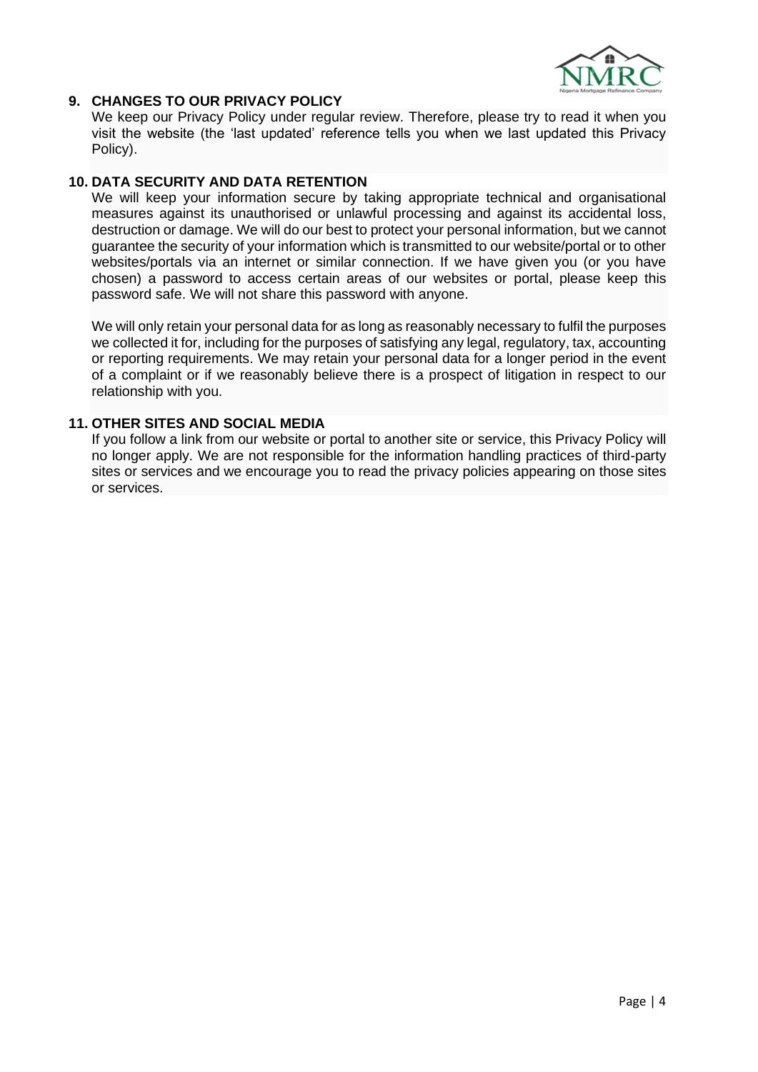## 9. CHANGES TO OUR PRIVACY POLICY

We keep our Privacy Policy under regular review. Therefore, please try to read it when you visit the website (the 'last updated' reference tells you when we last updated this Privacy Policy).

## 10. DATA SECURITY AND DATA RETENTION

We will keep your information secure by taking appropriate technical and organisational measures against its unauthorised or unlawful processing and against its accidental loss, destruction or damage. We will do our best to protect your personal information, but we cannot guarantee the security of your information which is transmitted to our website/portal or to other websites/portals via an internet or similar connection. If we have given you (or you have chosen) a password to access certain areas of our websites or portal, please keep this password safe. We will not share this password with anyone.

We will only retain your personal data for as long as reasonably necessary to fulfil the purposes we collected it for, including for the purposes of satisfying any legal, regulatory, tax, accounting or reporting requirements. We may retain your personal data for a longer period in the event of a complaint or if we reasonably believe there is a prospect of litigation in respect to our relationship with you.

## 11. OTHER SITES AND SOCIAL MEDIA

If you follow a link from our website or portal to another site or service, this Privacy Policy will no longer apply. We are not responsible for the information handling practices of third-party sites or services and we encourage you to read the privacy policies appearing on those sites or services.